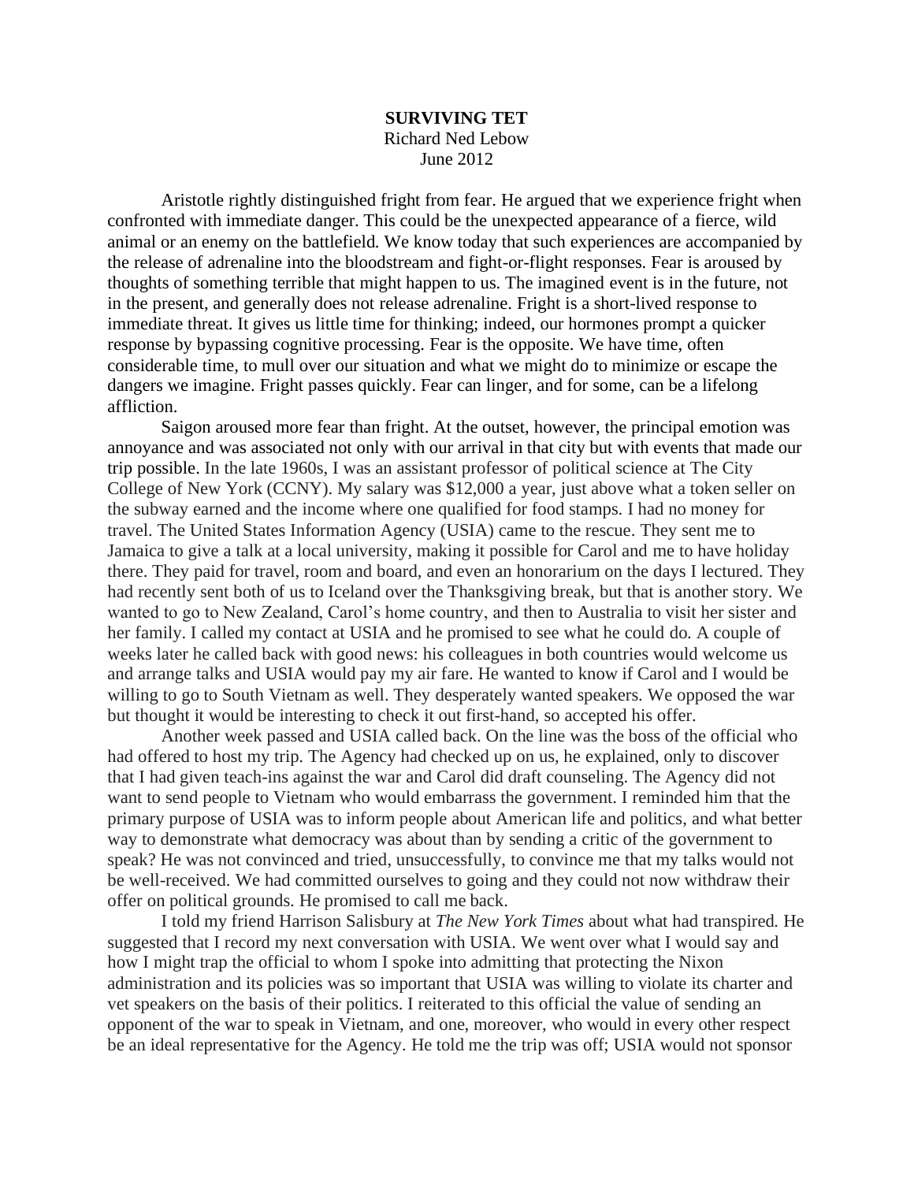# SURVIVING TET

Richard Ned Lebow
June 2012

Aristotle rightly distinguished fright from fear. He argued that we experience fright when confronted with immediate danger. This could be the unexpected appearance of a fierce, wild animal or an enemy on the battlefield. We know today that such experiences are accompanied by the release of adrenaline into the bloodstream and fight-or-flight responses. Fear is aroused by thoughts of something terrible that might happen to us. The imagined event is in the future, not in the present, and generally does not release adrenaline. Fright is a short-lived response to immediate threat. It gives us little time for thinking; indeed, our hormones prompt a quicker response by bypassing cognitive processing. Fear is the opposite. We have time, often considerable time, to mull over our situation and what we might do to minimize or escape the dangers we imagine. Fright passes quickly. Fear can linger, and for some, can be a lifelong affliction.

Saigon aroused more fear than fright. At the outset, however, the principal emotion was annoyance and was associated not only with our arrival in that city but with events that made our trip possible. In the late 1960s, I was an assistant professor of political science at The City College of New York (CCNY). My salary was $12,000 a year, just above what a token seller on the subway earned and the income where one qualified for food stamps. I had no money for travel. The United States Information Agency (USIA) came to the rescue. They sent me to Jamaica to give a talk at a local university, making it possible for Carol and me to have holiday there. They paid for travel, room and board, and even an honorarium on the days I lectured. They had recently sent both of us to Iceland over the Thanksgiving break, but that is another story. We wanted to go to New Zealand, Carol's home country, and then to Australia to visit her sister and her family. I called my contact at USIA and he promised to see what he could do. A couple of weeks later he called back with good news: his colleagues in both countries would welcome us and arrange talks and USIA would pay my air fare. He wanted to know if Carol and I would be willing to go to South Vietnam as well. They desperately wanted speakers. We opposed the war but thought it would be interesting to check it out first-hand, so accepted his offer.

Another week passed and USIA called back. On the line was the boss of the official who had offered to host my trip. The Agency had checked up on us, he explained, only to discover that I had given teach-ins against the war and Carol did draft counseling. The Agency did not want to send people to Vietnam who would embarrass the government. I reminded him that the primary purpose of USIA was to inform people about American life and politics, and what better way to demonstrate what democracy was about than by sending a critic of the government to speak? He was not convinced and tried, unsuccessfully, to convince me that my talks would not be well-received. We had committed ourselves to going and they could not now withdraw their offer on political grounds. He promised to call me back.

I told my friend Harrison Salisbury at *The New York Times* about what had transpired. He suggested that I record my next conversation with USIA. We went over what I would say and how I might trap the official to whom I spoke into admitting that protecting the Nixon administration and its policies was so important that USIA was willing to violate its charter and vet speakers on the basis of their politics. I reiterated to this official the value of sending an opponent of the war to speak in Vietnam, and one, moreover, who would in every other respect be an ideal representative for the Agency. He told me the trip was off; USIA would not sponsor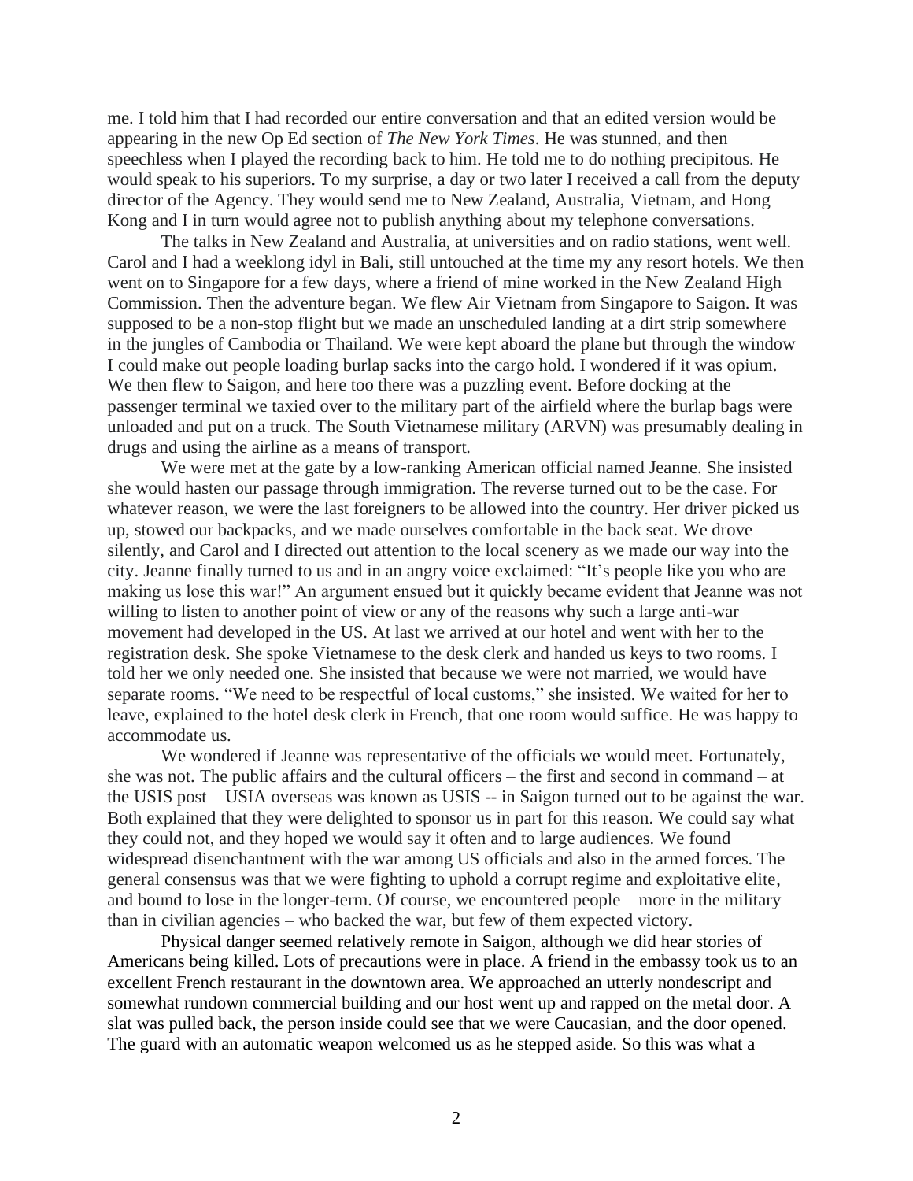me. I told him that I had recorded our entire conversation and that an edited version would be appearing in the new Op Ed section of *The New York Times*. He was stunned, and then speechless when I played the recording back to him. He told me to do nothing precipitous. He would speak to his superiors. To my surprise, a day or two later I received a call from the deputy director of the Agency. They would send me to New Zealand, Australia, Vietnam, and Hong Kong and I in turn would agree not to publish anything about my telephone conversations.

The talks in New Zealand and Australia, at universities and on radio stations, went well. Carol and I had a weeklong idyl in Bali, still untouched at the time my any resort hotels. We then went on to Singapore for a few days, where a friend of mine worked in the New Zealand High Commission. Then the adventure began. We flew Air Vietnam from Singapore to Saigon. It was supposed to be a non-stop flight but we made an unscheduled landing at a dirt strip somewhere in the jungles of Cambodia or Thailand. We were kept aboard the plane but through the window I could make out people loading burlap sacks into the cargo hold. I wondered if it was opium. We then flew to Saigon, and here too there was a puzzling event. Before docking at the passenger terminal we taxied over to the military part of the airfield where the burlap bags were unloaded and put on a truck. The South Vietnamese military (ARVN) was presumably dealing in drugs and using the airline as a means of transport.

We were met at the gate by a low-ranking American official named Jeanne. She insisted she would hasten our passage through immigration. The reverse turned out to be the case. For whatever reason, we were the last foreigners to be allowed into the country. Her driver picked us up, stowed our backpacks, and we made ourselves comfortable in the back seat. We drove silently, and Carol and I directed out attention to the local scenery as we made our way into the city. Jeanne finally turned to us and in an angry voice exclaimed: "It's people like you who are making us lose this war!" An argument ensued but it quickly became evident that Jeanne was not willing to listen to another point of view or any of the reasons why such a large anti-war movement had developed in the US. At last we arrived at our hotel and went with her to the registration desk. She spoke Vietnamese to the desk clerk and handed us keys to two rooms. I told her we only needed one. She insisted that because we were not married, we would have separate rooms. "We need to be respectful of local customs," she insisted. We waited for her to leave, explained to the hotel desk clerk in French, that one room would suffice. He was happy to accommodate us.

We wondered if Jeanne was representative of the officials we would meet. Fortunately, she was not. The public affairs and the cultural officers – the first and second in command – at the USIS post – USIA overseas was known as USIS -- in Saigon turned out to be against the war. Both explained that they were delighted to sponsor us in part for this reason. We could say what they could not, and they hoped we would say it often and to large audiences. We found widespread disenchantment with the war among US officials and also in the armed forces. The general consensus was that we were fighting to uphold a corrupt regime and exploitative elite, and bound to lose in the longer-term. Of course, we encountered people – more in the military than in civilian agencies – who backed the war, but few of them expected victory.

Physical danger seemed relatively remote in Saigon, although we did hear stories of Americans being killed. Lots of precautions were in place. A friend in the embassy took us to an excellent French restaurant in the downtown area. We approached an utterly nondescript and somewhat rundown commercial building and our host went up and rapped on the metal door. A slat was pulled back, the person inside could see that we were Caucasian, and the door opened. The guard with an automatic weapon welcomed us as he stepped aside. So this was what a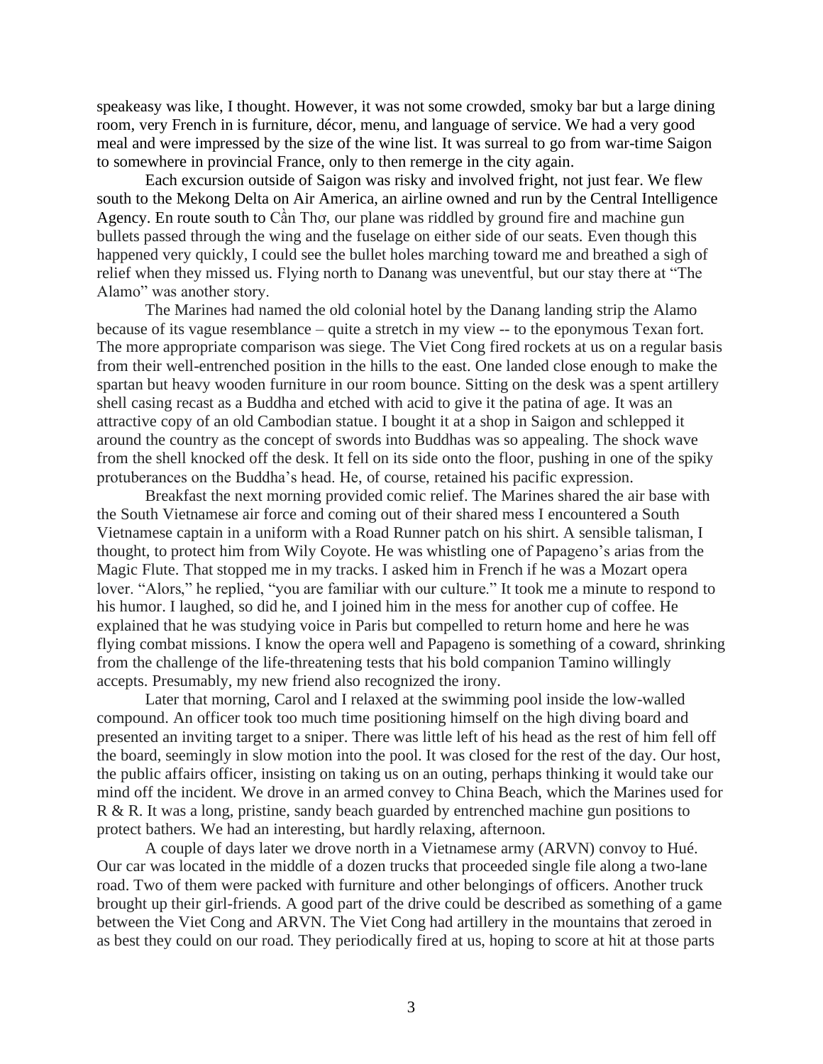speakeasy was like, I thought. However, it was not some crowded, smoky bar but a large dining room, very French in is furniture, décor, menu, and language of service. We had a very good meal and were impressed by the size of the wine list. It was surreal to go from war-time Saigon to somewhere in provincial France, only to then remerge in the city again.

Each excursion outside of Saigon was risky and involved fright, not just fear. We flew south to the Mekong Delta on Air America, an airline owned and run by the Central Intelligence Agency. En route south to Cần Thơ, our plane was riddled by ground fire and machine gun bullets passed through the wing and the fuselage on either side of our seats. Even though this happened very quickly, I could see the bullet holes marching toward me and breathed a sigh of relief when they missed us. Flying north to Danang was uneventful, but our stay there at "The Alamo" was another story.

The Marines had named the old colonial hotel by the Danang landing strip the Alamo because of its vague resemblance – quite a stretch in my view -- to the eponymous Texan fort. The more appropriate comparison was siege. The Viet Cong fired rockets at us on a regular basis from their well-entrenched position in the hills to the east. One landed close enough to make the spartan but heavy wooden furniture in our room bounce. Sitting on the desk was a spent artillery shell casing recast as a Buddha and etched with acid to give it the patina of age. It was an attractive copy of an old Cambodian statue. I bought it at a shop in Saigon and schlepped it around the country as the concept of swords into Buddhas was so appealing. The shock wave from the shell knocked off the desk. It fell on its side onto the floor, pushing in one of the spiky protuberances on the Buddha's head. He, of course, retained his pacific expression.

Breakfast the next morning provided comic relief. The Marines shared the air base with the South Vietnamese air force and coming out of their shared mess I encountered a South Vietnamese captain in a uniform with a Road Runner patch on his shirt. A sensible talisman, I thought, to protect him from Wily Coyote. He was whistling one of Papageno's arias from the Magic Flute. That stopped me in my tracks. I asked him in French if he was a Mozart opera lover. "Alors," he replied, "you are familiar with our culture." It took me a minute to respond to his humor. I laughed, so did he, and I joined him in the mess for another cup of coffee. He explained that he was studying voice in Paris but compelled to return home and here he was flying combat missions. I know the opera well and Papageno is something of a coward, shrinking from the challenge of the life-threatening tests that his bold companion Tamino willingly accepts. Presumably, my new friend also recognized the irony.

Later that morning, Carol and I relaxed at the swimming pool inside the low-walled compound. An officer took too much time positioning himself on the high diving board and presented an inviting target to a sniper. There was little left of his head as the rest of him fell off the board, seemingly in slow motion into the pool. It was closed for the rest of the day. Our host, the public affairs officer, insisting on taking us on an outing, perhaps thinking it would take our mind off the incident. We drove in an armed convey to China Beach, which the Marines used for R & R. It was a long, pristine, sandy beach guarded by entrenched machine gun positions to protect bathers. We had an interesting, but hardly relaxing, afternoon.

A couple of days later we drove north in a Vietnamese army (ARVN) convoy to Hué. Our car was located in the middle of a dozen trucks that proceeded single file along a two-lane road. Two of them were packed with furniture and other belongings of officers. Another truck brought up their girl-friends. A good part of the drive could be described as something of a game between the Viet Cong and ARVN. The Viet Cong had artillery in the mountains that zeroed in as best they could on our road. They periodically fired at us, hoping to score at hit at those parts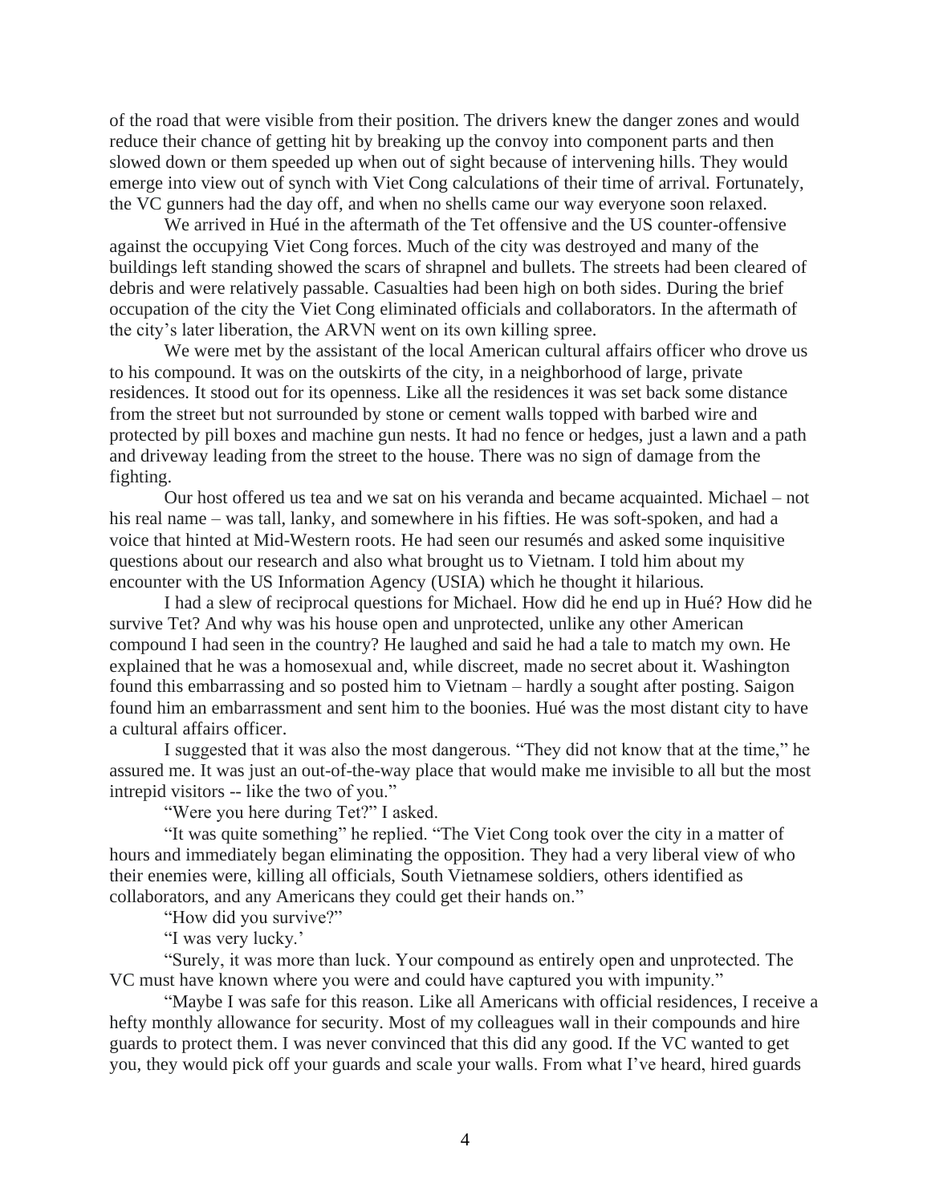of the road that were visible from their position. The drivers knew the danger zones and would reduce their chance of getting hit by breaking up the convoy into component parts and then slowed down or them speeded up when out of sight because of intervening hills. They would emerge into view out of synch with Viet Cong calculations of their time of arrival. Fortunately, the VC gunners had the day off, and when no shells came our way everyone soon relaxed.

We arrived in Hué in the aftermath of the Tet offensive and the US counter-offensive against the occupying Viet Cong forces. Much of the city was destroyed and many of the buildings left standing showed the scars of shrapnel and bullets. The streets had been cleared of debris and were relatively passable. Casualties had been high on both sides. During the brief occupation of the city the Viet Cong eliminated officials and collaborators. In the aftermath of the city's later liberation, the ARVN went on its own killing spree.

We were met by the assistant of the local American cultural affairs officer who drove us to his compound. It was on the outskirts of the city, in a neighborhood of large, private residences. It stood out for its openness. Like all the residences it was set back some distance from the street but not surrounded by stone or cement walls topped with barbed wire and protected by pill boxes and machine gun nests. It had no fence or hedges, just a lawn and a path and driveway leading from the street to the house. There was no sign of damage from the fighting.

Our host offered us tea and we sat on his veranda and became acquainted. Michael – not his real name – was tall, lanky, and somewhere in his fifties. He was soft-spoken, and had a voice that hinted at Mid-Western roots. He had seen our resumés and asked some inquisitive questions about our research and also what brought us to Vietnam. I told him about my encounter with the US Information Agency (USIA) which he thought it hilarious.

I had a slew of reciprocal questions for Michael. How did he end up in Hué? How did he survive Tet? And why was his house open and unprotected, unlike any other American compound I had seen in the country? He laughed and said he had a tale to match my own. He explained that he was a homosexual and, while discreet, made no secret about it. Washington found this embarrassing and so posted him to Vietnam – hardly a sought after posting. Saigon found him an embarrassment and sent him to the boonies. Hué was the most distant city to have a cultural affairs officer.

I suggested that it was also the most dangerous. "They did not know that at the time," he assured me. It was just an out-of-the-way place that would make me invisible to all but the most intrepid visitors -- like the two of you."

"Were you here during Tet?" I asked.

"It was quite something" he replied. "The Viet Cong took over the city in a matter of hours and immediately began eliminating the opposition. They had a very liberal view of who their enemies were, killing all officials, South Vietnamese soldiers, others identified as collaborators, and any Americans they could get their hands on."

"How did you survive?"

"I was very lucky.'

"Surely, it was more than luck. Your compound as entirely open and unprotected. The VC must have known where you were and could have captured you with impunity."

"Maybe I was safe for this reason. Like all Americans with official residences, I receive a hefty monthly allowance for security. Most of my colleagues wall in their compounds and hire guards to protect them. I was never convinced that this did any good. If the VC wanted to get you, they would pick off your guards and scale your walls. From what I've heard, hired guards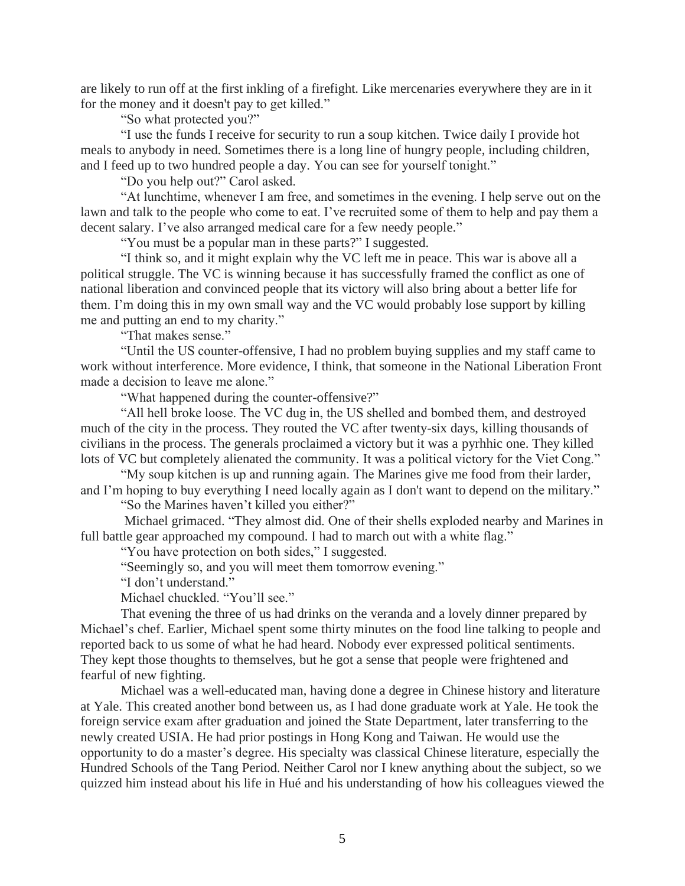are likely to run off at the first inkling of a firefight. Like mercenaries everywhere they are in it for the money and it doesn't pay to get killed."

"So what protected you?"

"I use the funds I receive for security to run a soup kitchen. Twice daily I provide hot meals to anybody in need. Sometimes there is a long line of hungry people, including children, and I feed up to two hundred people a day. You can see for yourself tonight."

"Do you help out?" Carol asked.

"At lunchtime, whenever I am free, and sometimes in the evening. I help serve out on the lawn and talk to the people who come to eat. I've recruited some of them to help and pay them a decent salary. I've also arranged medical care for a few needy people."

"You must be a popular man in these parts?" I suggested.

"I think so, and it might explain why the VC left me in peace. This war is above all a political struggle. The VC is winning because it has successfully framed the conflict as one of national liberation and convinced people that its victory will also bring about a better life for them. I'm doing this in my own small way and the VC would probably lose support by killing me and putting an end to my charity."

"That makes sense."

"Until the US counter-offensive, I had no problem buying supplies and my staff came to work without interference. More evidence, I think, that someone in the National Liberation Front made a decision to leave me alone."

"What happened during the counter-offensive?"

"All hell broke loose. The VC dug in, the US shelled and bombed them, and destroyed much of the city in the process. They routed the VC after twenty-six days, killing thousands of civilians in the process. The generals proclaimed a victory but it was a pyrhhic one. They killed lots of VC but completely alienated the community. It was a political victory for the Viet Cong."

"My soup kitchen is up and running again. The Marines give me food from their larder, and I'm hoping to buy everything I need locally again as I don't want to depend on the military."

"So the Marines haven't killed you either?"

Michael grimaced. "They almost did. One of their shells exploded nearby and Marines in full battle gear approached my compound. I had to march out with a white flag."

"You have protection on both sides," I suggested.

"Seemingly so, and you will meet them tomorrow evening."

"I don't understand."

Michael chuckled. "You'll see."

That evening the three of us had drinks on the veranda and a lovely dinner prepared by Michael's chef. Earlier, Michael spent some thirty minutes on the food line talking to people and reported back to us some of what he had heard. Nobody ever expressed political sentiments. They kept those thoughts to themselves, but he got a sense that people were frightened and fearful of new fighting.

Michael was a well-educated man, having done a degree in Chinese history and literature at Yale. This created another bond between us, as I had done graduate work at Yale. He took the foreign service exam after graduation and joined the State Department, later transferring to the newly created USIA. He had prior postings in Hong Kong and Taiwan. He would use the opportunity to do a master's degree. His specialty was classical Chinese literature, especially the Hundred Schools of the Tang Period. Neither Carol nor I knew anything about the subject, so we quizzed him instead about his life in Hué and his understanding of how his colleagues viewed the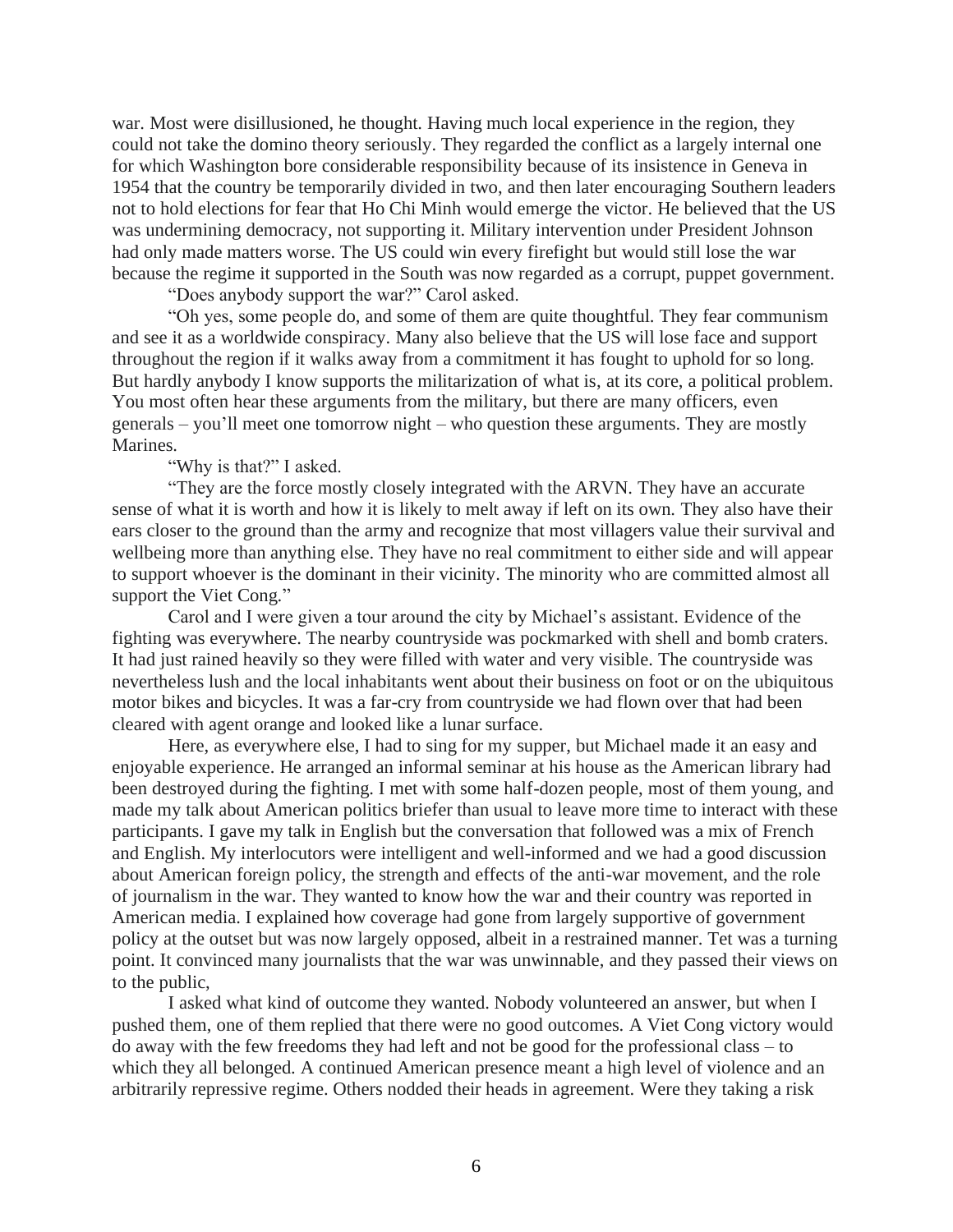war. Most were disillusioned, he thought. Having much local experience in the region, they could not take the domino theory seriously. They regarded the conflict as a largely internal one for which Washington bore considerable responsibility because of its insistence in Geneva in 1954 that the country be temporarily divided in two, and then later encouraging Southern leaders not to hold elections for fear that Ho Chi Minh would emerge the victor. He believed that the US was undermining democracy, not supporting it. Military intervention under President Johnson had only made matters worse. The US could win every firefight but would still lose the war because the regime it supported in the South was now regarded as a corrupt, puppet government.

"Does anybody support the war?" Carol asked.

"Oh yes, some people do, and some of them are quite thoughtful. They fear communism and see it as a worldwide conspiracy. Many also believe that the US will lose face and support throughout the region if it walks away from a commitment it has fought to uphold for so long. But hardly anybody I know supports the militarization of what is, at its core, a political problem. You most often hear these arguments from the military, but there are many officers, even generals – you'll meet one tomorrow night – who question these arguments. They are mostly Marines.

"Why is that?" I asked.

"They are the force mostly closely integrated with the ARVN. They have an accurate sense of what it is worth and how it is likely to melt away if left on its own. They also have their ears closer to the ground than the army and recognize that most villagers value their survival and wellbeing more than anything else. They have no real commitment to either side and will appear to support whoever is the dominant in their vicinity. The minority who are committed almost all support the Viet Cong."

Carol and I were given a tour around the city by Michael's assistant. Evidence of the fighting was everywhere. The nearby countryside was pockmarked with shell and bomb craters. It had just rained heavily so they were filled with water and very visible. The countryside was nevertheless lush and the local inhabitants went about their business on foot or on the ubiquitous motor bikes and bicycles. It was a far-cry from countryside we had flown over that had been cleared with agent orange and looked like a lunar surface.

Here, as everywhere else, I had to sing for my supper, but Michael made it an easy and enjoyable experience. He arranged an informal seminar at his house as the American library had been destroyed during the fighting. I met with some half-dozen people, most of them young, and made my talk about American politics briefer than usual to leave more time to interact with these participants. I gave my talk in English but the conversation that followed was a mix of French and English. My interlocutors were intelligent and well-informed and we had a good discussion about American foreign policy, the strength and effects of the anti-war movement, and the role of journalism in the war. They wanted to know how the war and their country was reported in American media. I explained how coverage had gone from largely supportive of government policy at the outset but was now largely opposed, albeit in a restrained manner. Tet was a turning point. It convinced many journalists that the war was unwinnable, and they passed their views on to the public,

I asked what kind of outcome they wanted. Nobody volunteered an answer, but when I pushed them, one of them replied that there were no good outcomes. A Viet Cong victory would do away with the few freedoms they had left and not be good for the professional class – to which they all belonged. A continued American presence meant a high level of violence and an arbitrarily repressive regime. Others nodded their heads in agreement. Were they taking a risk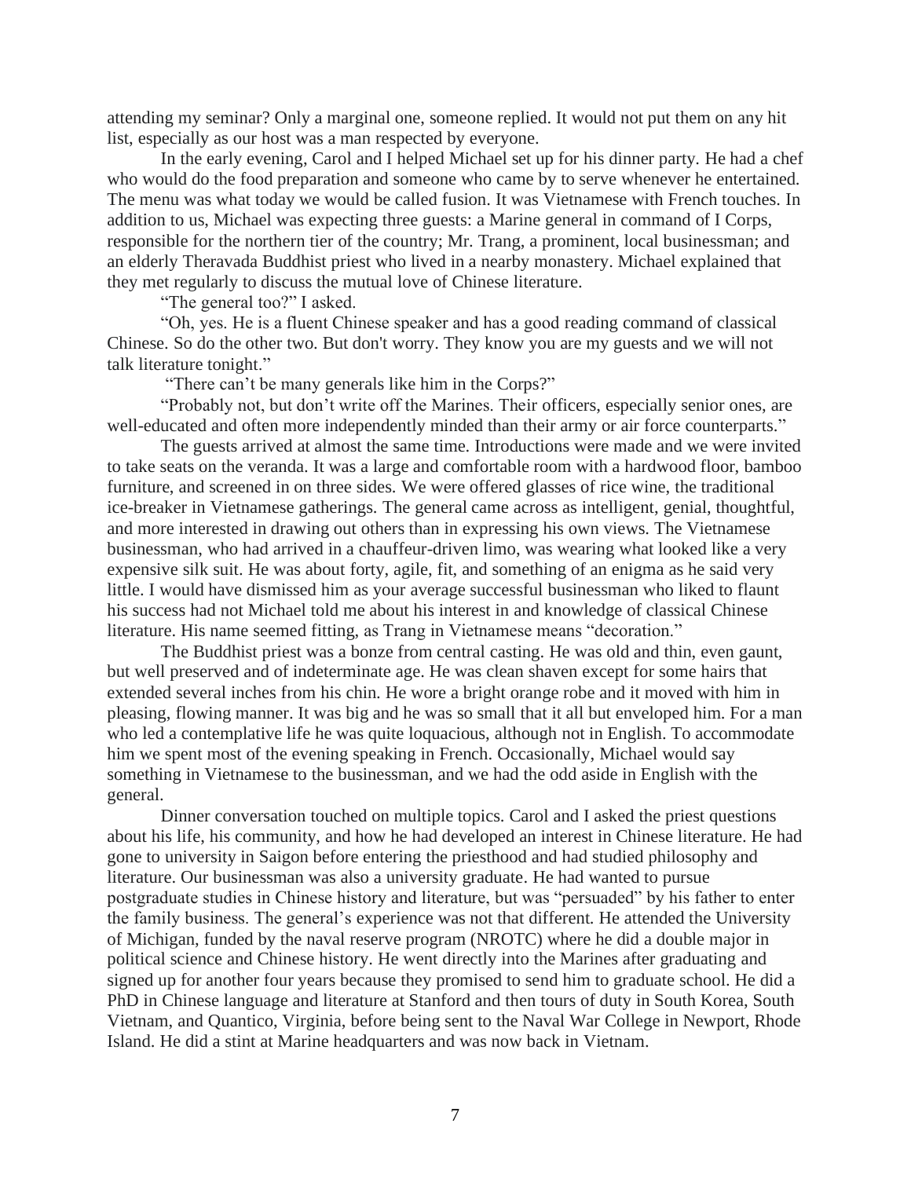attending my seminar? Only a marginal one, someone replied. It would not put them on any hit list, especially as our host was a man respected by everyone.

In the early evening, Carol and I helped Michael set up for his dinner party. He had a chef who would do the food preparation and someone who came by to serve whenever he entertained. The menu was what today we would be called fusion. It was Vietnamese with French touches. In addition to us, Michael was expecting three guests: a Marine general in command of I Corps, responsible for the northern tier of the country; Mr. Trang, a prominent, local businessman; and an elderly Theravada Buddhist priest who lived in a nearby monastery. Michael explained that they met regularly to discuss the mutual love of Chinese literature.

"The general too?" I asked.

"Oh, yes. He is a fluent Chinese speaker and has a good reading command of classical Chinese. So do the other two. But don't worry. They know you are my guests and we will not talk literature tonight."

"There can't be many generals like him in the Corps?"

"Probably not, but don't write off the Marines. Their officers, especially senior ones, are well-educated and often more independently minded than their army or air force counterparts."

The guests arrived at almost the same time. Introductions were made and we were invited to take seats on the veranda. It was a large and comfortable room with a hardwood floor, bamboo furniture, and screened in on three sides. We were offered glasses of rice wine, the traditional ice-breaker in Vietnamese gatherings. The general came across as intelligent, genial, thoughtful, and more interested in drawing out others than in expressing his own views. The Vietnamese businessman, who had arrived in a chauffeur-driven limo, was wearing what looked like a very expensive silk suit. He was about forty, agile, fit, and something of an enigma as he said very little. I would have dismissed him as your average successful businessman who liked to flaunt his success had not Michael told me about his interest in and knowledge of classical Chinese literature. His name seemed fitting, as Trang in Vietnamese means "decoration."

The Buddhist priest was a bonze from central casting. He was old and thin, even gaunt, but well preserved and of indeterminate age. He was clean shaven except for some hairs that extended several inches from his chin. He wore a bright orange robe and it moved with him in pleasing, flowing manner. It was big and he was so small that it all but enveloped him. For a man who led a contemplative life he was quite loquacious, although not in English. To accommodate him we spent most of the evening speaking in French. Occasionally, Michael would say something in Vietnamese to the businessman, and we had the odd aside in English with the general.

Dinner conversation touched on multiple topics. Carol and I asked the priest questions about his life, his community, and how he had developed an interest in Chinese literature. He had gone to university in Saigon before entering the priesthood and had studied philosophy and literature. Our businessman was also a university graduate. He had wanted to pursue postgraduate studies in Chinese history and literature, but was "persuaded" by his father to enter the family business. The general's experience was not that different. He attended the University of Michigan, funded by the naval reserve program (NROTC) where he did a double major in political science and Chinese history. He went directly into the Marines after graduating and signed up for another four years because they promised to send him to graduate school. He did a PhD in Chinese language and literature at Stanford and then tours of duty in South Korea, South Vietnam, and Quantico, Virginia, before being sent to the Naval War College in Newport, Rhode Island. He did a stint at Marine headquarters and was now back in Vietnam.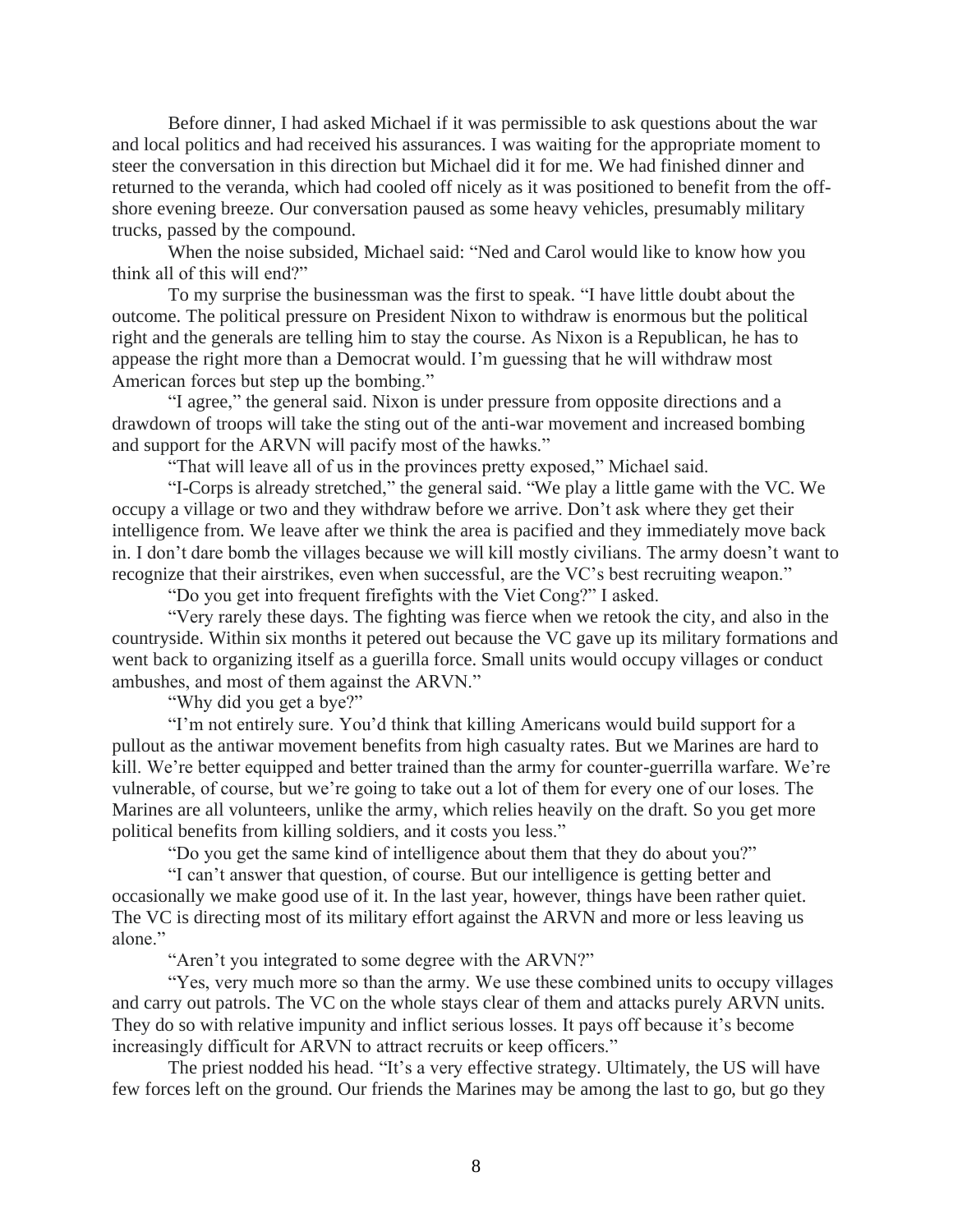Before dinner, I had asked Michael if it was permissible to ask questions about the war and local politics and had received his assurances. I was waiting for the appropriate moment to steer the conversation in this direction but Michael did it for me. We had finished dinner and returned to the veranda, which had cooled off nicely as it was positioned to benefit from the off-shore evening breeze. Our conversation paused as some heavy vehicles, presumably military trucks, passed by the compound.

When the noise subsided, Michael said: "Ned and Carol would like to know how you think all of this will end?"

To my surprise the businessman was the first to speak. "I have little doubt about the outcome. The political pressure on President Nixon to withdraw is enormous but the political right and the generals are telling him to stay the course. As Nixon is a Republican, he has to appease the right more than a Democrat would. I'm guessing that he will withdraw most American forces but step up the bombing."

"I agree," the general said. Nixon is under pressure from opposite directions and a drawdown of troops will take the sting out of the anti-war movement and increased bombing and support for the ARVN will pacify most of the hawks."

"That will leave all of us in the provinces pretty exposed," Michael said.

"I-Corps is already stretched," the general said. "We play a little game with the VC. We occupy a village or two and they withdraw before we arrive. Don't ask where they get their intelligence from. We leave after we think the area is pacified and they immediately move back in. I don't dare bomb the villages because we will kill mostly civilians. The army doesn't want to recognize that their airstrikes, even when successful, are the VC's best recruiting weapon."

"Do you get into frequent firefights with the Viet Cong?" I asked.

"Very rarely these days. The fighting was fierce when we retook the city, and also in the countryside. Within six months it petered out because the VC gave up its military formations and went back to organizing itself as a guerilla force. Small units would occupy villages or conduct ambushes, and most of them against the ARVN."

"Why did you get a bye?"

"I'm not entirely sure. You'd think that killing Americans would build support for a pullout as the antiwar movement benefits from high casualty rates. But we Marines are hard to kill. We're better equipped and better trained than the army for counter-guerrilla warfare. We're vulnerable, of course, but we're going to take out a lot of them for every one of our loses. The Marines are all volunteers, unlike the army, which relies heavily on the draft. So you get more political benefits from killing soldiers, and it costs you less."

"Do you get the same kind of intelligence about them that they do about you?"

"I can't answer that question, of course. But our intelligence is getting better and occasionally we make good use of it. In the last year, however, things have been rather quiet. The VC is directing most of its military effort against the ARVN and more or less leaving us alone."

"Aren't you integrated to some degree with the ARVN?"

"Yes, very much more so than the army. We use these combined units to occupy villages and carry out patrols. The VC on the whole stays clear of them and attacks purely ARVN units. They do so with relative impunity and inflict serious losses. It pays off because it's become increasingly difficult for ARVN to attract recruits or keep officers."

The priest nodded his head. "It's a very effective strategy. Ultimately, the US will have few forces left on the ground. Our friends the Marines may be among the last to go, but go they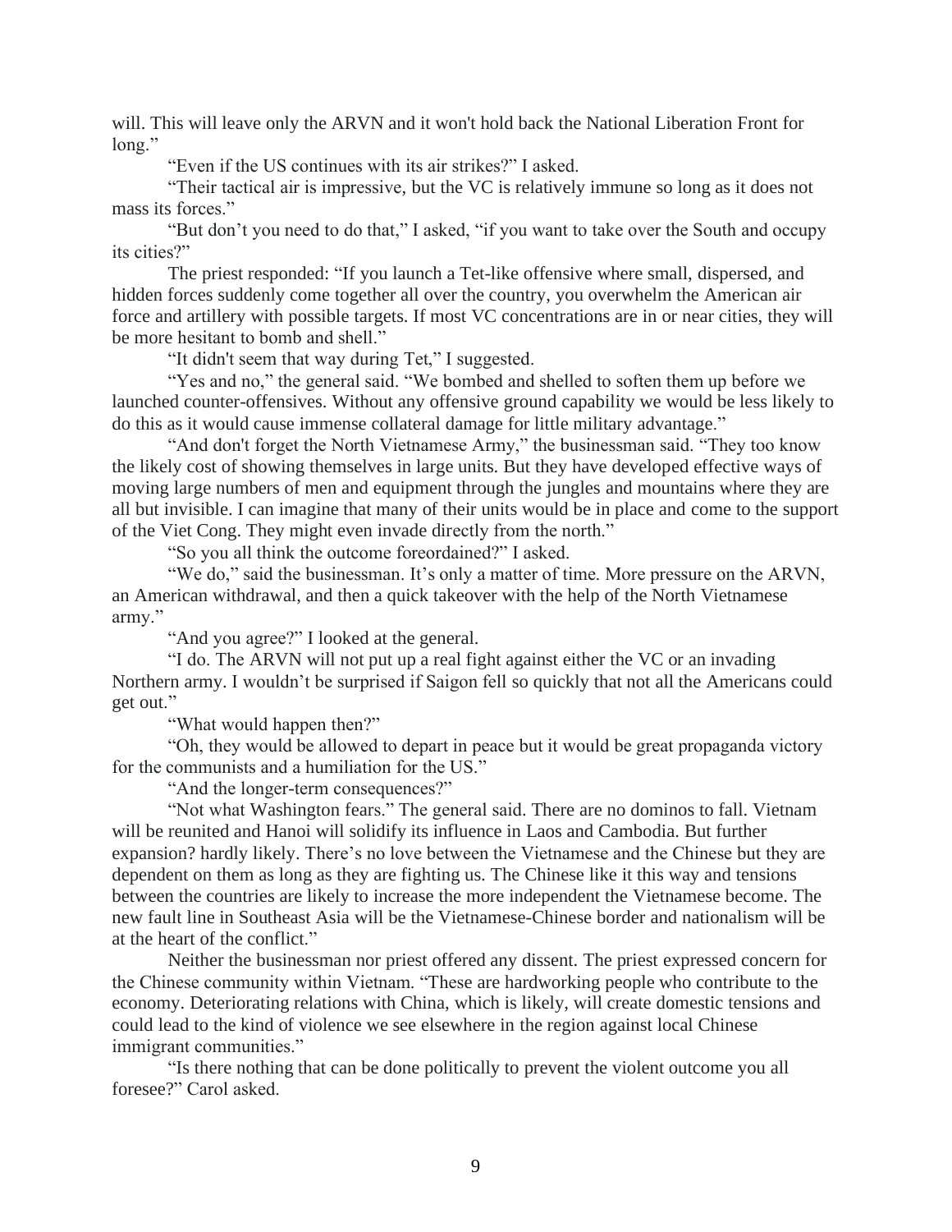will. This will leave only the ARVN and it won't hold back the National Liberation Front for long."

"Even if the US continues with its air strikes?" I asked.

"Their tactical air is impressive, but the VC is relatively immune so long as it does not mass its forces."

"But don't you need to do that," I asked, "if you want to take over the South and occupy its cities?"

The priest responded: "If you launch a Tet-like offensive where small, dispersed, and hidden forces suddenly come together all over the country, you overwhelm the American air force and artillery with possible targets. If most VC concentrations are in or near cities, they will be more hesitant to bomb and shell."

"It didn't seem that way during Tet," I suggested.

"Yes and no," the general said. "We bombed and shelled to soften them up before we launched counter-offensives. Without any offensive ground capability we would be less likely to do this as it would cause immense collateral damage for little military advantage."

"And don't forget the North Vietnamese Army," the businessman said. "They too know the likely cost of showing themselves in large units. But they have developed effective ways of moving large numbers of men and equipment through the jungles and mountains where they are all but invisible. I can imagine that many of their units would be in place and come to the support of the Viet Cong. They might even invade directly from the north."

"So you all think the outcome foreordained?" I asked.

"We do," said the businessman. It's only a matter of time. More pressure on the ARVN, an American withdrawal, and then a quick takeover with the help of the North Vietnamese army."

"And you agree?" I looked at the general.

"I do. The ARVN will not put up a real fight against either the VC or an invading Northern army. I wouldn't be surprised if Saigon fell so quickly that not all the Americans could get out."

"What would happen then?"

"Oh, they would be allowed to depart in peace but it would be great propaganda victory for the communists and a humiliation for the US."

"And the longer-term consequences?"

"Not what Washington fears." The general said. There are no dominos to fall. Vietnam will be reunited and Hanoi will solidify its influence in Laos and Cambodia. But further expansion? hardly likely. There's no love between the Vietnamese and the Chinese but they are dependent on them as long as they are fighting us. The Chinese like it this way and tensions between the countries are likely to increase the more independent the Vietnamese become. The new fault line in Southeast Asia will be the Vietnamese-Chinese border and nationalism will be at the heart of the conflict."

Neither the businessman nor priest offered any dissent. The priest expressed concern for the Chinese community within Vietnam. "These are hardworking people who contribute to the economy. Deteriorating relations with China, which is likely, will create domestic tensions and could lead to the kind of violence we see elsewhere in the region against local Chinese immigrant communities."

"Is there nothing that can be done politically to prevent the violent outcome you all foresee?" Carol asked.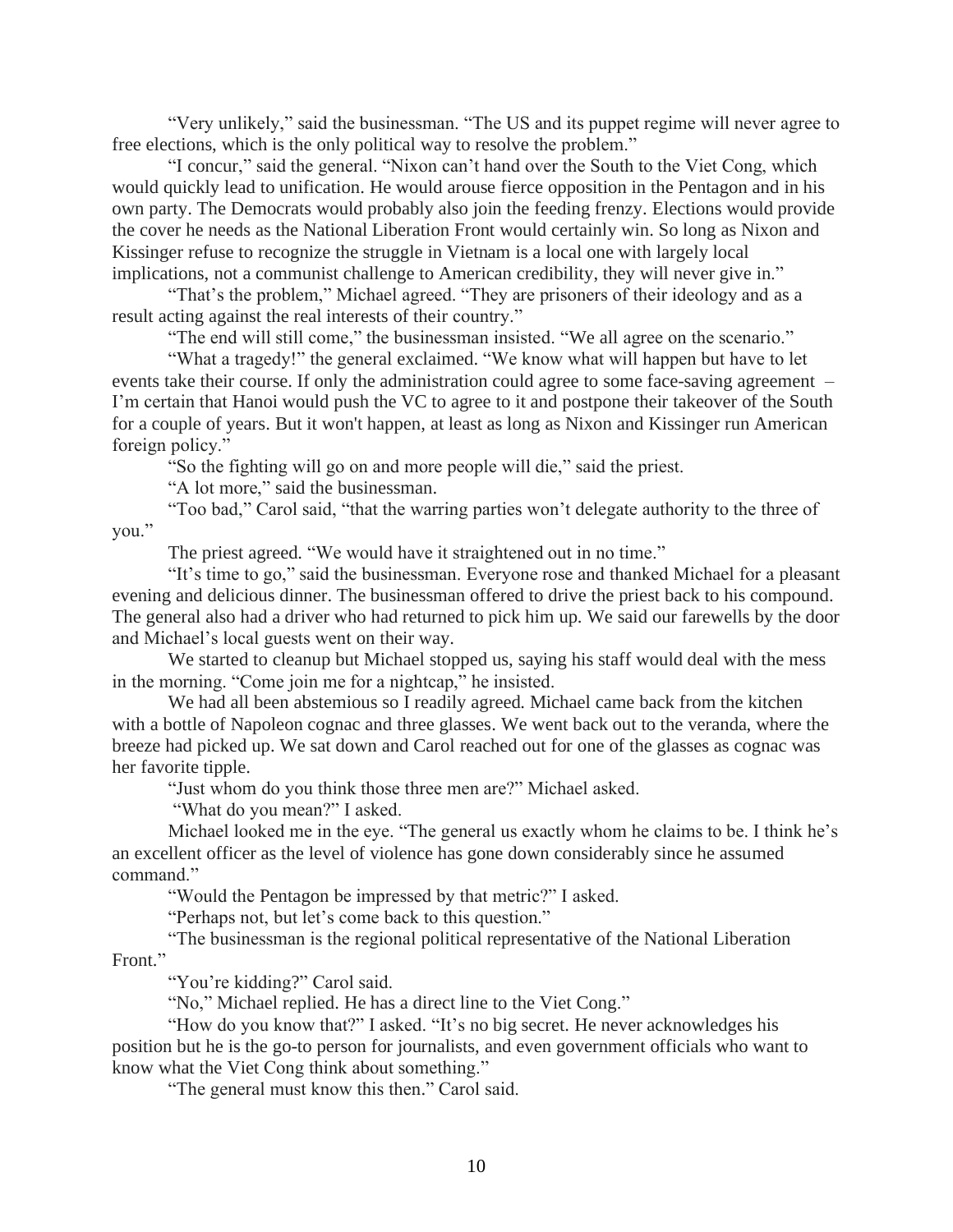"Very unlikely," said the businessman. "The US and its puppet regime will never agree to free elections, which is the only political way to resolve the problem."

"I concur," said the general. "Nixon can't hand over the South to the Viet Cong, which would quickly lead to unification. He would arouse fierce opposition in the Pentagon and in his own party. The Democrats would probably also join the feeding frenzy. Elections would provide the cover he needs as the National Liberation Front would certainly win. So long as Nixon and Kissinger refuse to recognize the struggle in Vietnam is a local one with largely local implications, not a communist challenge to American credibility, they will never give in."

"That's the problem," Michael agreed. "They are prisoners of their ideology and as a result acting against the real interests of their country."

"The end will still come," the businessman insisted. "We all agree on the scenario."

"What a tragedy!" the general exclaimed. "We know what will happen but have to let events take their course. If only the administration could agree to some face-saving agreement – I'm certain that Hanoi would push the VC to agree to it and postpone their takeover of the South for a couple of years. But it won't happen, at least as long as Nixon and Kissinger run American foreign policy."

"So the fighting will go on and more people will die," said the priest.

"A lot more," said the businessman.

"Too bad," Carol said, "that the warring parties won't delegate authority to the three of you."

The priest agreed. "We would have it straightened out in no time."

"It's time to go," said the businessman. Everyone rose and thanked Michael for a pleasant evening and delicious dinner. The businessman offered to drive the priest back to his compound. The general also had a driver who had returned to pick him up. We said our farewells by the door and Michael's local guests went on their way.

We started to cleanup but Michael stopped us, saying his staff would deal with the mess in the morning. "Come join me for a nightcap," he insisted.

We had all been abstemious so I readily agreed. Michael came back from the kitchen with a bottle of Napoleon cognac and three glasses. We went back out to the veranda, where the breeze had picked up. We sat down and Carol reached out for one of the glasses as cognac was her favorite tipple.

"Just whom do you think those three men are?" Michael asked.

"What do you mean?" I asked.

Michael looked me in the eye. "The general us exactly whom he claims to be. I think he's an excellent officer as the level of violence has gone down considerably since he assumed command."

"Would the Pentagon be impressed by that metric?" I asked.

"Perhaps not, but let's come back to this question."

"The businessman is the regional political representative of the National Liberation Front."

"You're kidding?" Carol said.

"No," Michael replied. He has a direct line to the Viet Cong."

"How do you know that?" I asked. "It's no big secret. He never acknowledges his position but he is the go-to person for journalists, and even government officials who want to know what the Viet Cong think about something."

"The general must know this then." Carol said.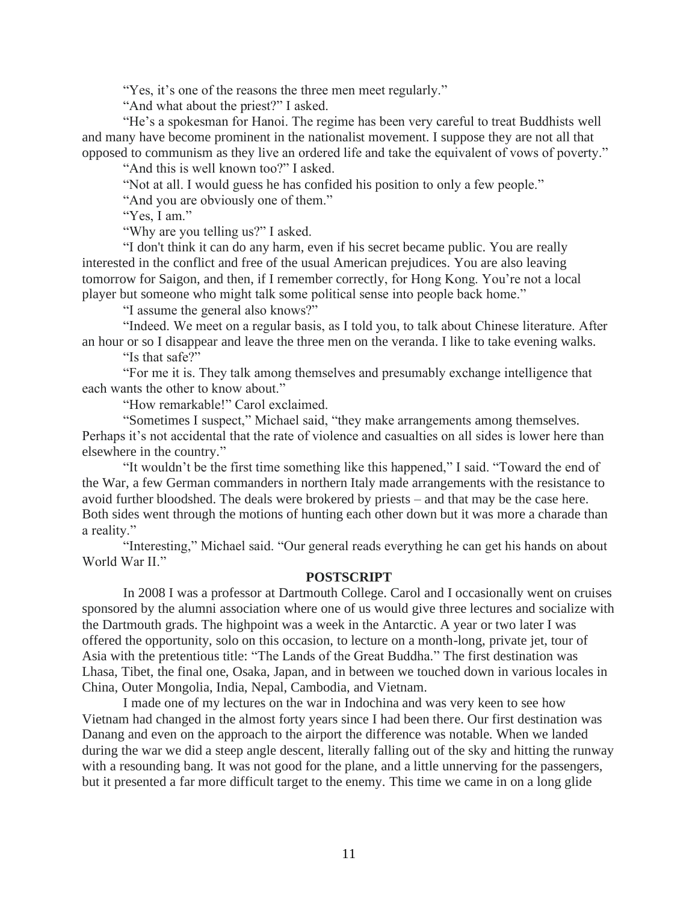"Yes, it's one of the reasons the three men meet regularly."

"And what about the priest?" I asked.

"He's a spokesman for Hanoi. The regime has been very careful to treat Buddhists well and many have become prominent in the nationalist movement. I suppose they are not all that opposed to communism as they live an ordered life and take the equivalent of vows of poverty."

"And this is well known too?" I asked.

"Not at all. I would guess he has confided his position to only a few people."

"And you are obviously one of them."

"Yes, I am."

"Why are you telling us?" I asked.

"I don't think it can do any harm, even if his secret became public. You are really interested in the conflict and free of the usual American prejudices. You are also leaving tomorrow for Saigon, and then, if I remember correctly, for Hong Kong. You're not a local player but someone who might talk some political sense into people back home."

"I assume the general also knows?"

"Indeed. We meet on a regular basis, as I told you, to talk about Chinese literature. After an hour or so I disappear and leave the three men on the veranda. I like to take evening walks.

"Is that safe?"

"For me it is. They talk among themselves and presumably exchange intelligence that each wants the other to know about."

"How remarkable!" Carol exclaimed.

"Sometimes I suspect," Michael said, "they make arrangements among themselves. Perhaps it's not accidental that the rate of violence and casualties on all sides is lower here than elsewhere in the country."

"It wouldn't be the first time something like this happened," I said. "Toward the end of the War, a few German commanders in northern Italy made arrangements with the resistance to avoid further bloodshed. The deals were brokered by priests – and that may be the case here. Both sides went through the motions of hunting each other down but it was more a charade than a reality."

"Interesting," Michael said. "Our general reads everything he can get his hands on about World War II."

## POSTSCRIPT

In 2008 I was a professor at Dartmouth College. Carol and I occasionally went on cruises sponsored by the alumni association where one of us would give three lectures and socialize with the Dartmouth grads. The highpoint was a week in the Antarctic. A year or two later I was offered the opportunity, solo on this occasion, to lecture on a month-long, private jet, tour of Asia with the pretentious title: "The Lands of the Great Buddha." The first destination was Lhasa, Tibet, the final one, Osaka, Japan, and in between we touched down in various locales in China, Outer Mongolia, India, Nepal, Cambodia, and Vietnam.

I made one of my lectures on the war in Indochina and was very keen to see how Vietnam had changed in the almost forty years since I had been there. Our first destination was Danang and even on the approach to the airport the difference was notable. When we landed during the war we did a steep angle descent, literally falling out of the sky and hitting the runway with a resounding bang. It was not good for the plane, and a little unnerving for the passengers, but it presented a far more difficult target to the enemy. This time we came in on a long glide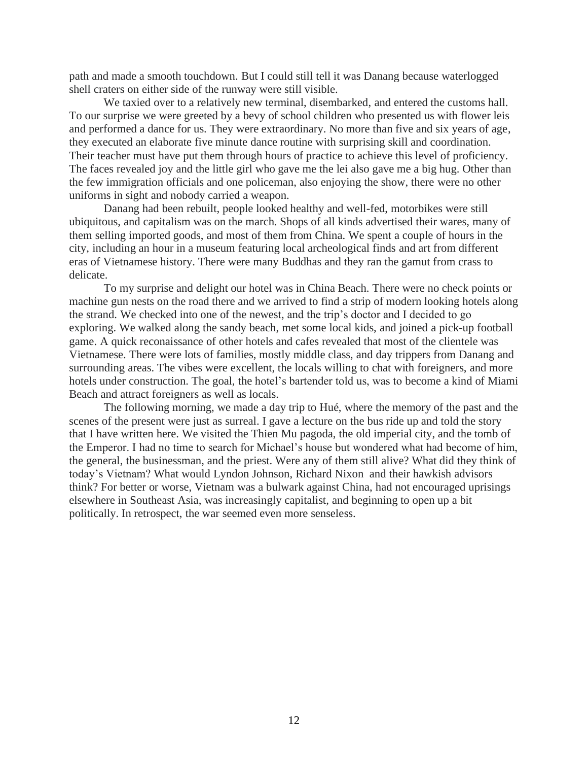path and made a smooth touchdown. But I could still tell it was Danang because waterlogged shell craters on either side of the runway were still visible.

We taxied over to a relatively new terminal, disembarked, and entered the customs hall. To our surprise we were greeted by a bevy of school children who presented us with flower leis and performed a dance for us. They were extraordinary. No more than five and six years of age, they executed an elaborate five minute dance routine with surprising skill and coordination. Their teacher must have put them through hours of practice to achieve this level of proficiency. The faces revealed joy and the little girl who gave me the lei also gave me a big hug. Other than the few immigration officials and one policeman, also enjoying the show, there were no other uniforms in sight and nobody carried a weapon.

Danang had been rebuilt, people looked healthy and well-fed, motorbikes were still ubiquitous, and capitalism was on the march. Shops of all kinds advertised their wares, many of them selling imported goods, and most of them from China. We spent a couple of hours in the city, including an hour in a museum featuring local archeological finds and art from different eras of Vietnamese history. There were many Buddhas and they ran the gamut from crass to delicate.

To my surprise and delight our hotel was in China Beach. There were no check points or machine gun nests on the road there and we arrived to find a strip of modern looking hotels along the strand. We checked into one of the newest, and the trip's doctor and I decided to go exploring. We walked along the sandy beach, met some local kids, and joined a pick-up football game. A quick reconaissance of other hotels and cafes revealed that most of the clientele was Vietnamese. There were lots of families, mostly middle class, and day trippers from Danang and surrounding areas. The vibes were excellent, the locals willing to chat with foreigners, and more hotels under construction. The goal, the hotel's bartender told us, was to become a kind of Miami Beach and attract foreigners as well as locals.

The following morning, we made a day trip to Hué, where the memory of the past and the scenes of the present were just as surreal. I gave a lecture on the bus ride up and told the story that I have written here. We visited the Thien Mu pagoda, the old imperial city, and the tomb of the Emperor. I had no time to search for Michael's house but wondered what had become of him, the general, the businessman, and the priest. Were any of them still alive? What did they think of today's Vietnam? What would Lyndon Johnson, Richard Nixon and their hawkish advisors think? For better or worse, Vietnam was a bulwark against China, had not encouraged uprisings elsewhere in Southeast Asia, was increasingly capitalist, and beginning to open up a bit politically. In retrospect, the war seemed even more senseless.